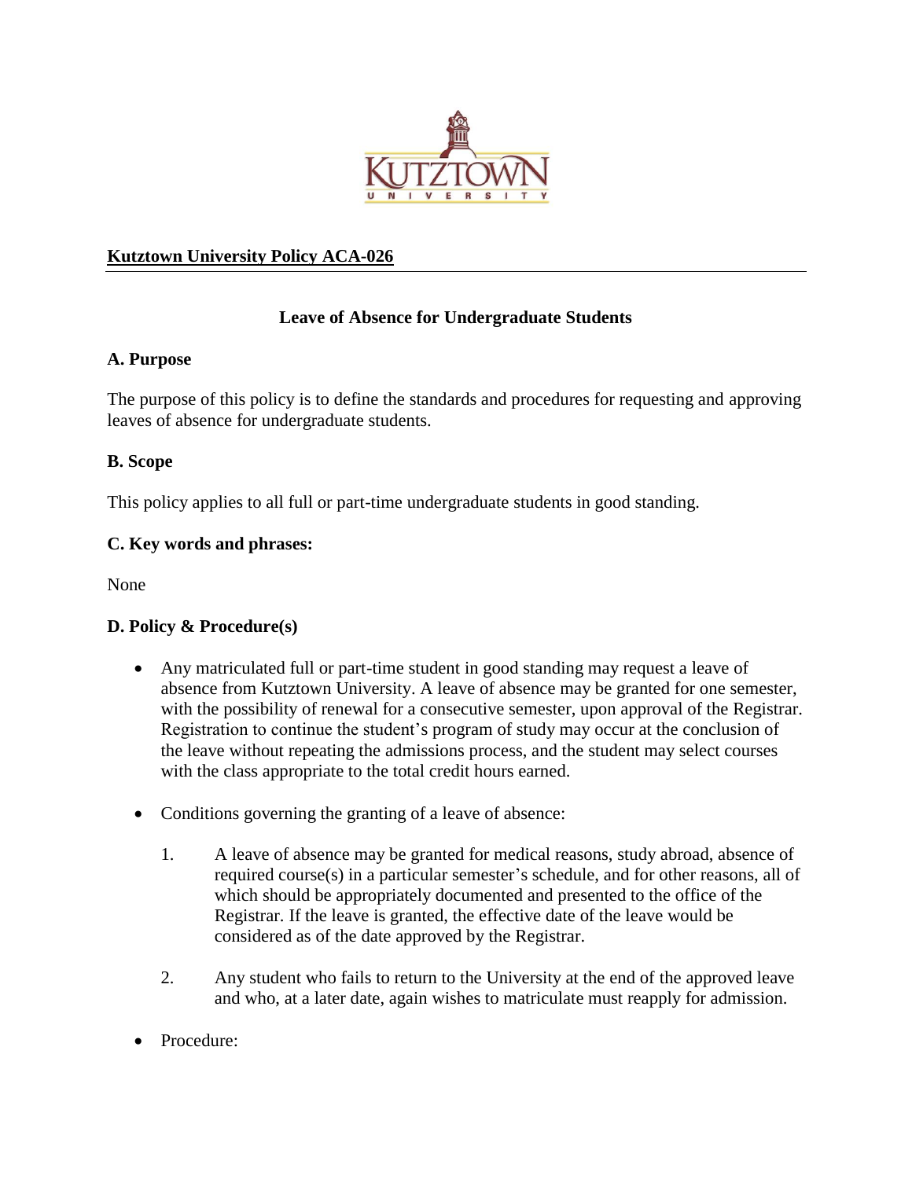**Kutztown University Policy ACA-026**

### Leave of Absence for Undergraduate Students

### A. Purpose

The purpose of this policy is to define the standards and procedures for requesting and approving leaves of absence for undergraduate students.

### B. Scope

This policy applies to all full or part-time undergraduate students in good standing.

### C. Key words and phrases:

None

### D. Policy & Procedure(s)

- Any matriculated full or part-time student in good standing may request a leave of absence from Kutztown University. A leave of absence may be granted for one semester, with the possibility of renewal for a consecutive semester, upon approval of the Registrar. Registration to continue the student's program of study may occur at the conclusion of the leave without repeating the admissions process, and the student may select courses with the class appropriate to the total credit hours earned.

- Conditions governing the granting of a leave of absence:

  1. A leave of absence may be granted for medical reasons, study abroad, absence of required course(s) in a particular semester's schedule, and for other reasons, all of which should be appropriately documented and presented to the office of the Registrar. If the leave is granted, the effective date of the leave would be considered as of the date approved by the Registrar.

  2. Any student who fails to return to the University at the end of the approved leave and who, at a later date, again wishes to matriculate must reapply for admission.

- Procedure: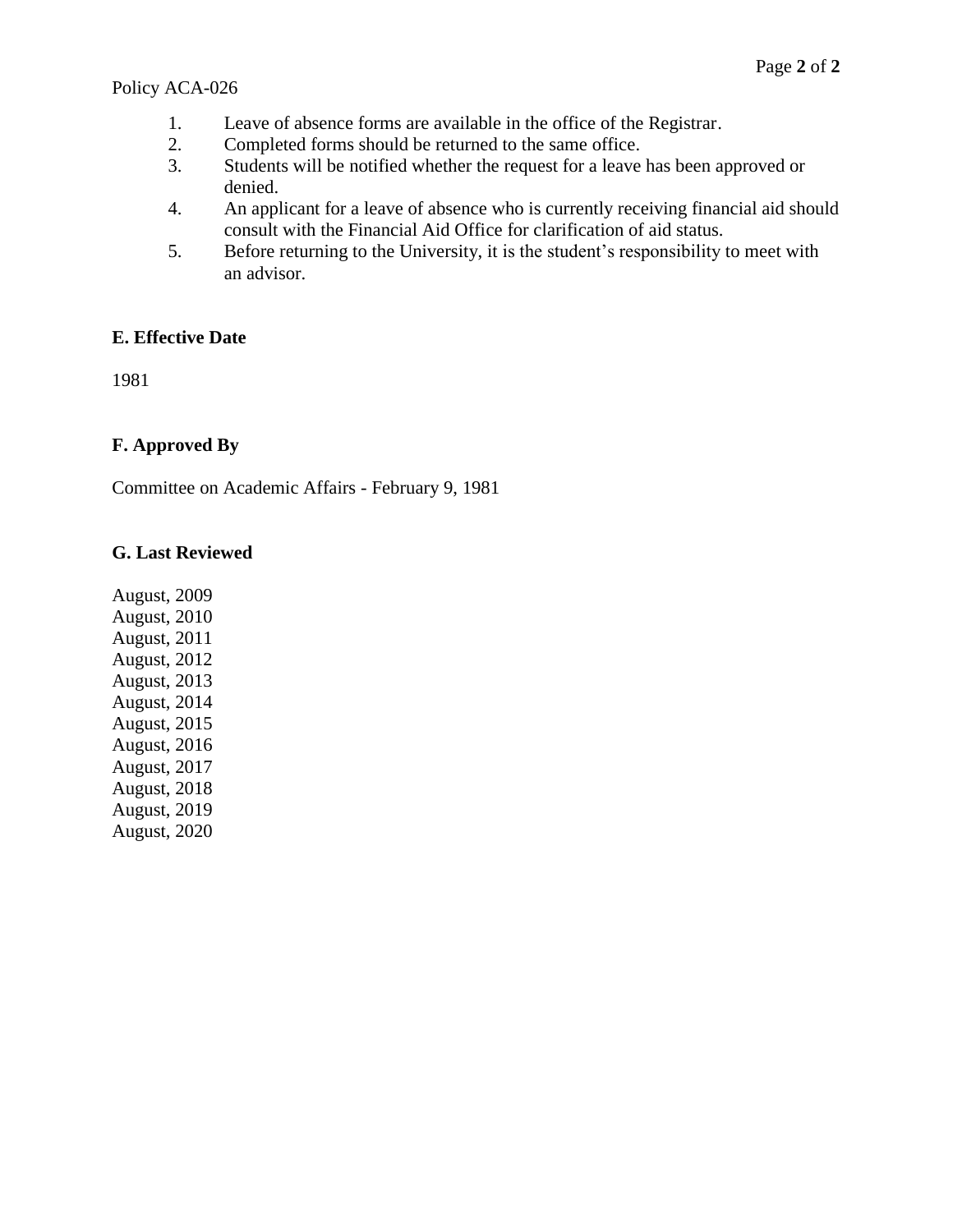1. Leave of absence forms are available in the office of the Registrar.
2. Completed forms should be returned to the same office.
3. Students will be notified whether the request for a leave has been approved or denied.
4. An applicant for a leave of absence who is currently receiving financial aid should consult with the Financial Aid Office for clarification of aid status.
5. Before returning to the University, it is the student's responsibility to meet with an advisor.

## E. Effective Date

1981

## F. Approved By

Committee on Academic Affairs - February 9, 1981

## G. Last Reviewed

August, 2009
August, 2010
August, 2011
August, 2012
August, 2013
August, 2014
August, 2015
August, 2016
August, 2017
August, 2018
August, 2019
August, 2020